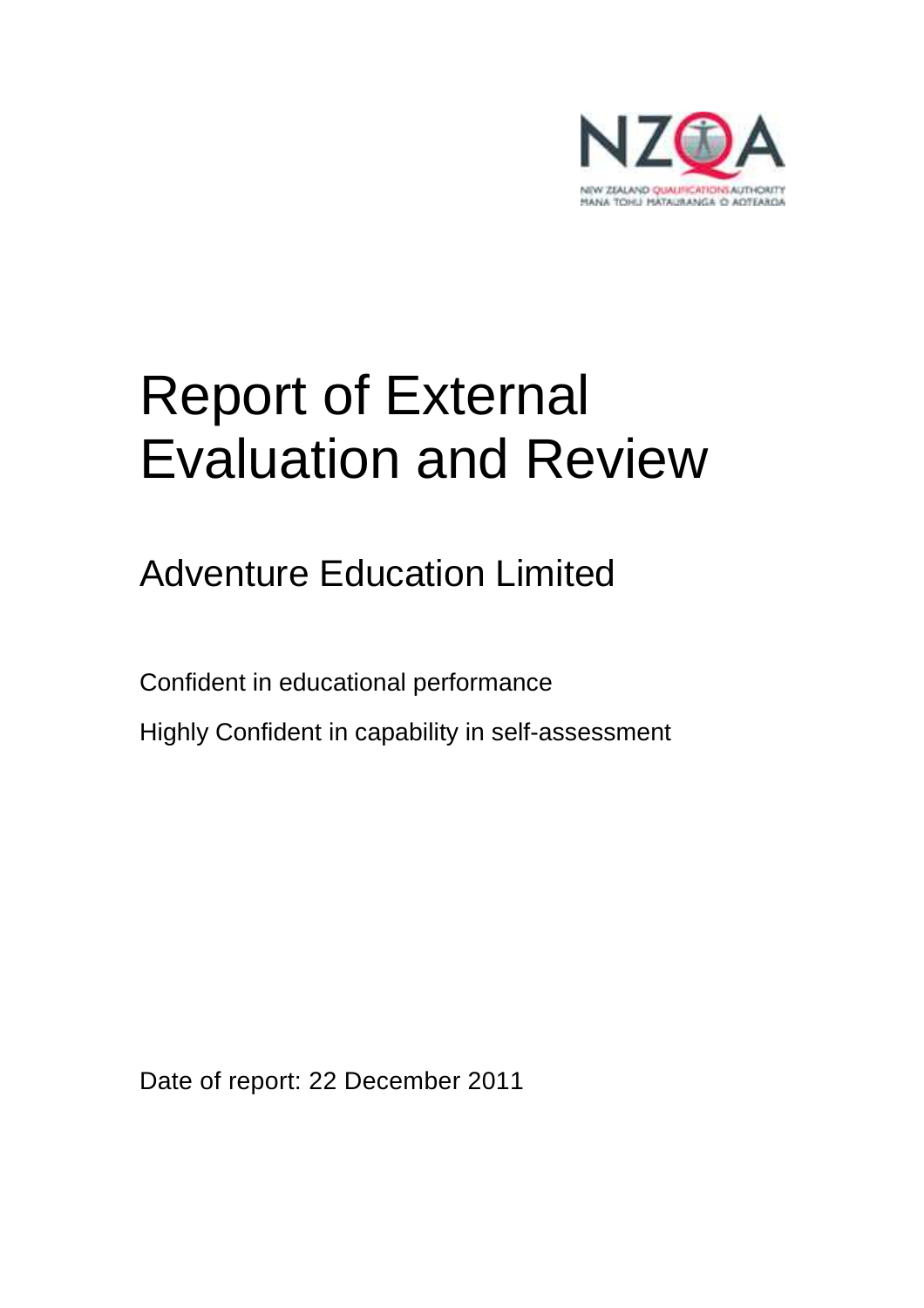# Report of External Evaluation and Review

## Adventure Education Limited

Confident in educational performance

Highly Confident in capability in self-assessment

Date of report: 22 December 2011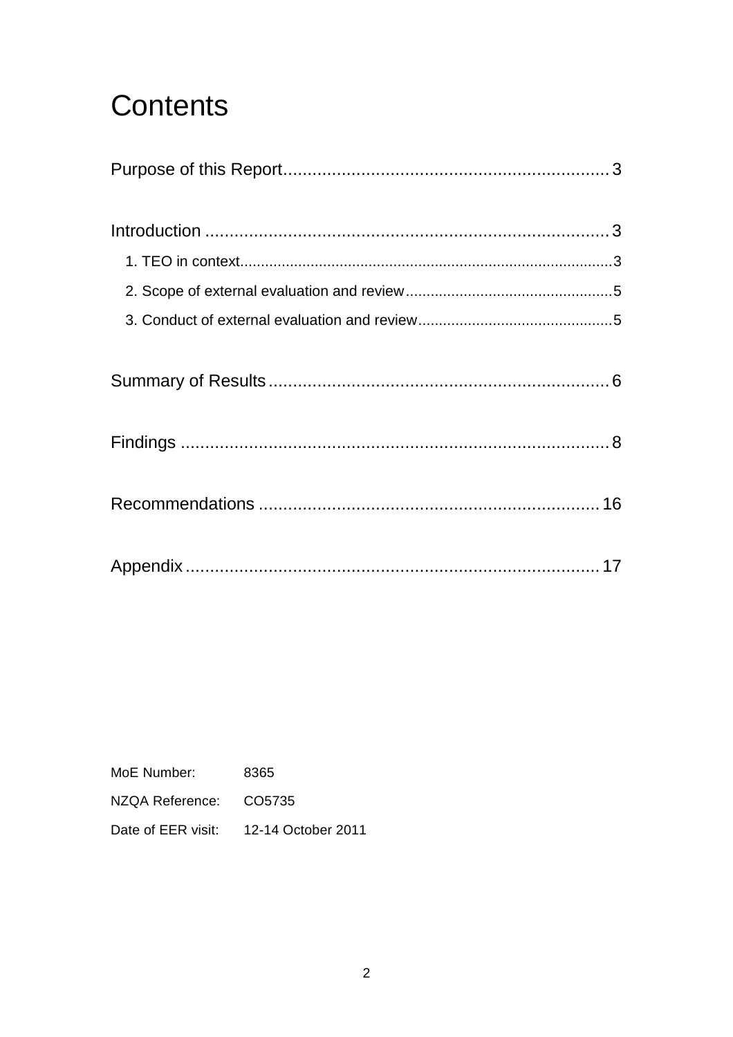# Contents

Purpose of this Report .......... 3

Introduction .......... 3

- 1. TEO in context .......... 3
- 2. Scope of external evaluation and review .......... 5
- 3. Conduct of external evaluation and review .......... 5

Summary of Results .......... 6

Findings .......... 8

Recommendations .......... 16

Appendix .......... 17

| | |
|---|---|
| MoE Number: | 8365 |
| NZQA Reference: | CO5735 |
| Date of EER visit: | 12-14 October 2011 |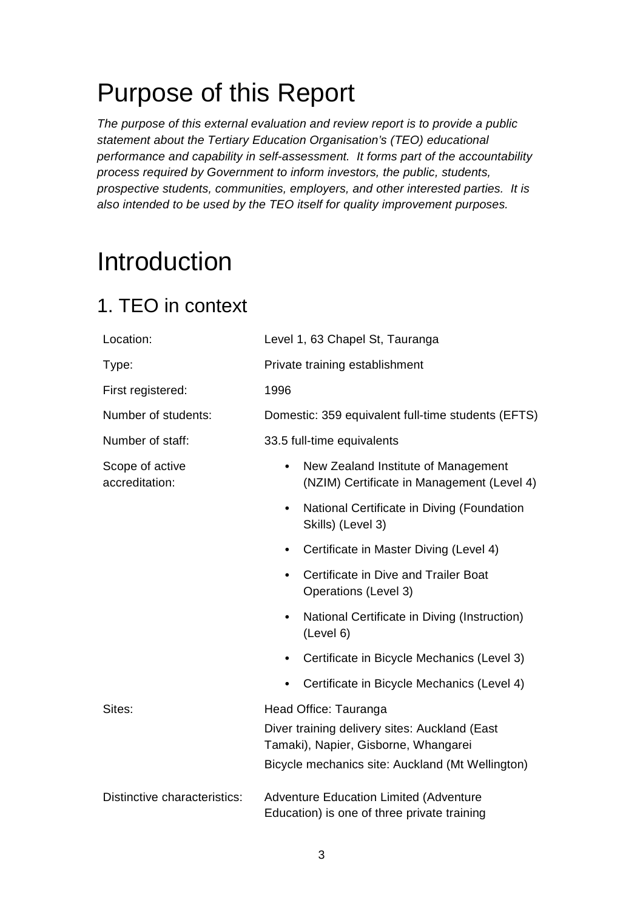# Purpose of this Report

*The purpose of this external evaluation and review report is to provide a public statement about the Tertiary Education Organisation's (TEO) educational performance and capability in self-assessment. It forms part of the accountability process required by Government to inform investors, the public, students, prospective students, communities, employers, and other interested parties. It is also intended to be used by the TEO itself for quality improvement purposes.*

# Introduction

## 1. TEO in context

| | |
|---|---|
| Location: | Level 1, 63 Chapel St, Tauranga |
| Type: | Private training establishment |
| First registered: | 1996 |
| Number of students: | Domestic: 359 equivalent full-time students (EFTS) |
| Number of staff: | 33.5 full-time equivalents |
| Scope of active accreditation: | • New Zealand Institute of Management (NZIM) Certificate in Management (Level 4)<br>• National Certificate in Diving (Foundation Skills) (Level 3)<br>• Certificate in Master Diving (Level 4)<br>• Certificate in Dive and Trailer Boat Operations (Level 3)<br>• National Certificate in Diving (Instruction) (Level 6)<br>• Certificate in Bicycle Mechanics (Level 3)<br>• Certificate in Bicycle Mechanics (Level 4) |
| Sites: | Head Office: Tauranga<br>Diver training delivery sites: Auckland (East Tamaki), Napier, Gisborne, Whangarei<br>Bicycle mechanics site: Auckland (Mt Wellington) |
| Distinctive characteristics: | Adventure Education Limited (Adventure Education) is one of three private training |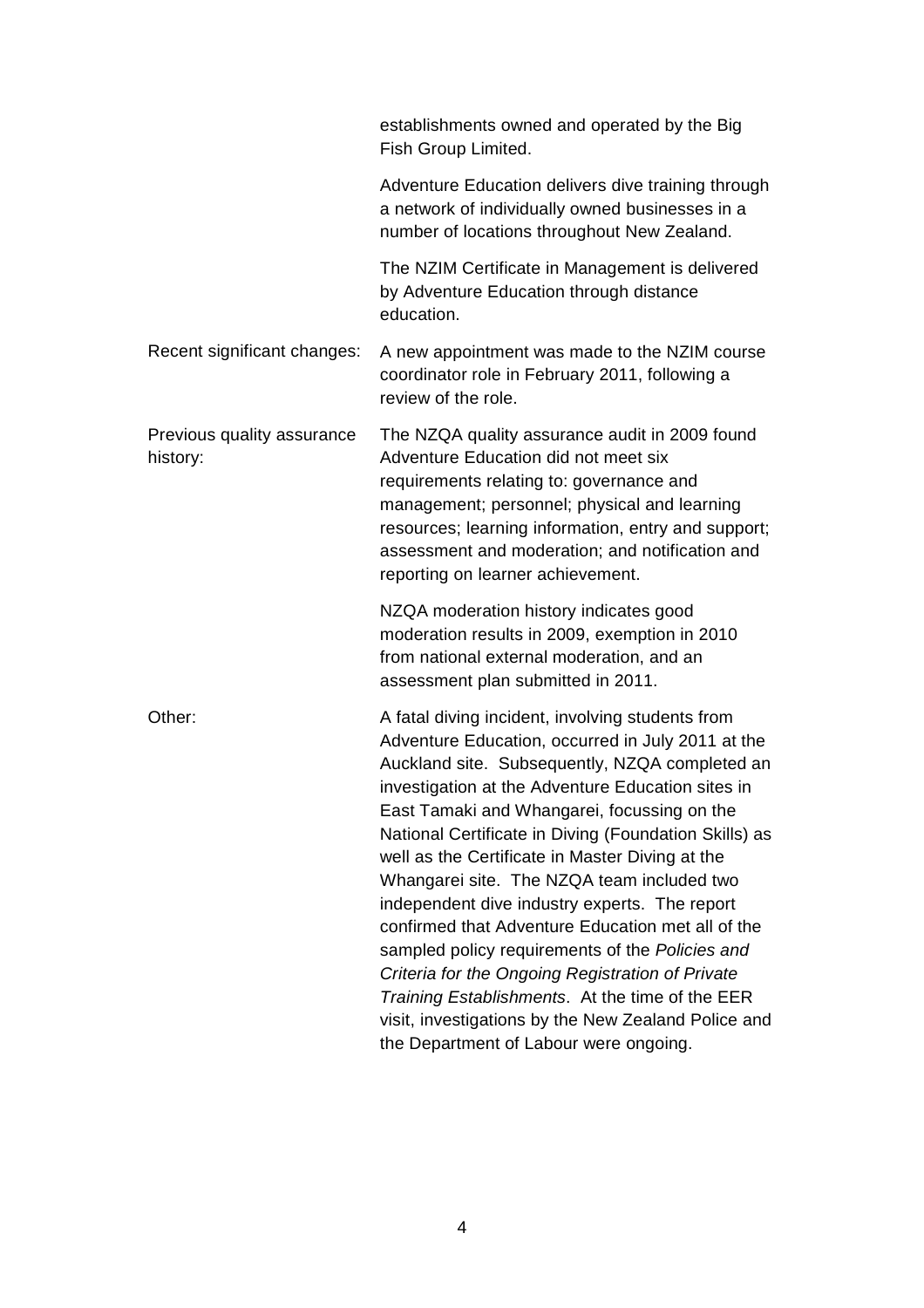| | |
|---|---|
| | establishments owned and operated by the Big Fish Group Limited.<br><br>Adventure Education delivers dive training through a network of individually owned businesses in a number of locations throughout New Zealand.<br><br>The NZIM Certificate in Management is delivered by Adventure Education through distance education. |
| Recent significant changes: | A new appointment was made to the NZIM course coordinator role in February 2011, following a review of the role. |
| Previous quality assurance history: | The NZQA quality assurance audit in 2009 found Adventure Education did not meet six requirements relating to: governance and management; personnel; physical and learning resources; learning information, entry and support; assessment and moderation; and notification and reporting on learner achievement.<br><br>NZQA moderation history indicates good moderation results in 2009, exemption in 2010 from national external moderation, and an assessment plan submitted in 2011. |
| Other: | A fatal diving incident, involving students from Adventure Education, occurred in July 2011 at the Auckland site. Subsequently, NZQA completed an investigation at the Adventure Education sites in East Tamaki and Whangarei, focussing on the National Certificate in Diving (Foundation Skills) as well as the Certificate in Master Diving at the Whangarei site. The NZQA team included two independent dive industry experts. The report confirmed that Adventure Education met all of the sampled policy requirements of the *Policies and Criteria for the Ongoing Registration of Private Training Establishments*. At the time of the EER visit, investigations by the New Zealand Police and the Department of Labour were ongoing. |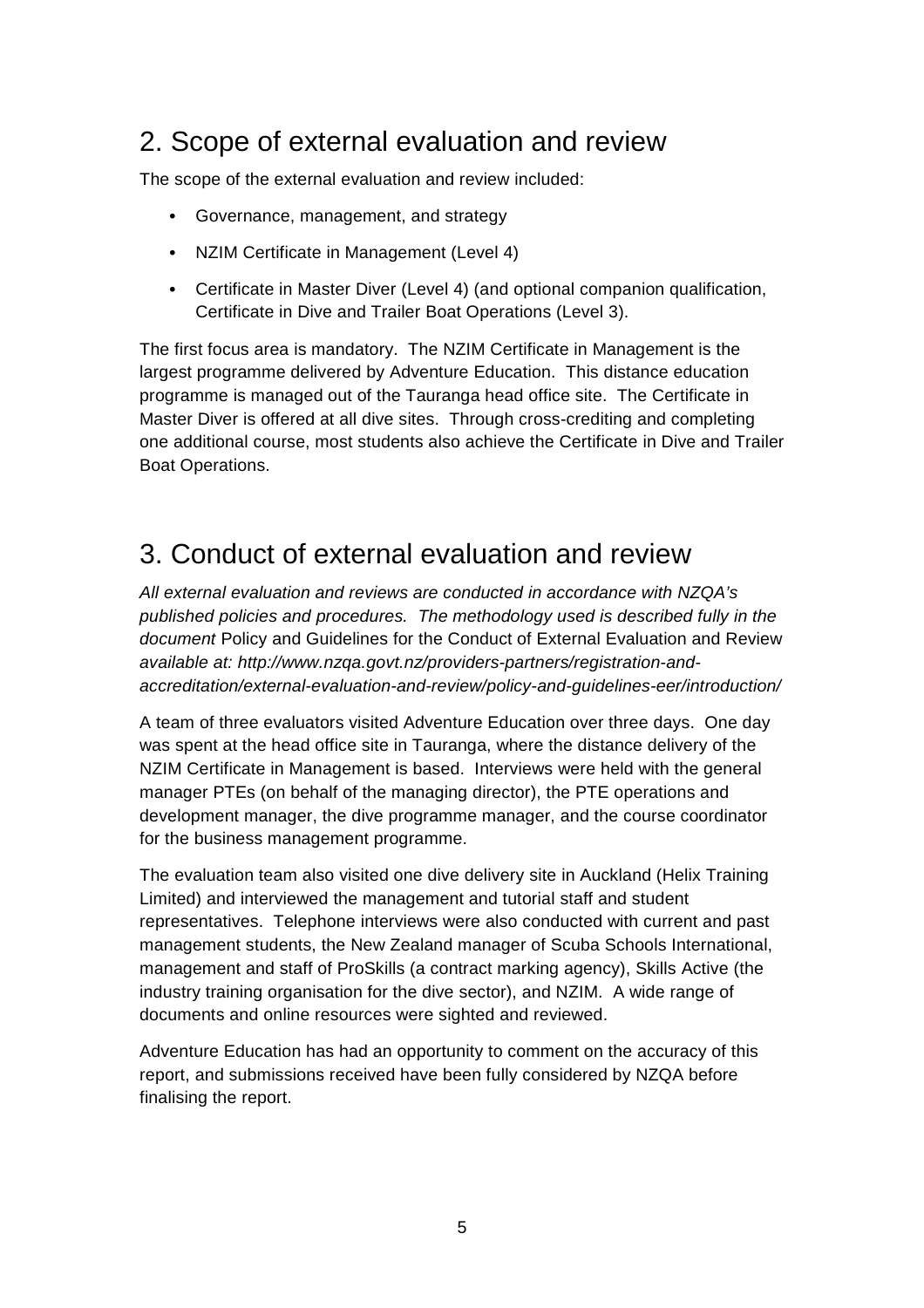## 2. Scope of external evaluation and review

The scope of the external evaluation and review included:

- Governance, management, and strategy
- NZIM Certificate in Management (Level 4)
- Certificate in Master Diver (Level 4) (and optional companion qualification, Certificate in Dive and Trailer Boat Operations (Level 3).

The first focus area is mandatory. The NZIM Certificate in Management is the largest programme delivered by Adventure Education. This distance education programme is managed out of the Tauranga head office site. The Certificate in Master Diver is offered at all dive sites. Through cross-crediting and completing one additional course, most students also achieve the Certificate in Dive and Trailer Boat Operations.

## 3. Conduct of external evaluation and review

*All external evaluation and reviews are conducted in accordance with NZQA's published policies and procedures. The methodology used is described fully in the document* Policy and Guidelines for the Conduct of External Evaluation and Review *available at: http://www.nzqa.govt.nz/providers-partners/registration-and-accreditation/external-evaluation-and-review/policy-and-guidelines-eer/introduction/*

A team of three evaluators visited Adventure Education over three days. One day was spent at the head office site in Tauranga, where the distance delivery of the NZIM Certificate in Management is based. Interviews were held with the general manager PTEs (on behalf of the managing director), the PTE operations and development manager, the dive programme manager, and the course coordinator for the business management programme.

The evaluation team also visited one dive delivery site in Auckland (Helix Training Limited) and interviewed the management and tutorial staff and student representatives. Telephone interviews were also conducted with current and past management students, the New Zealand manager of Scuba Schools International, management and staff of ProSkills (a contract marking agency), Skills Active (the industry training organisation for the dive sector), and NZIM. A wide range of documents and online resources were sighted and reviewed.

Adventure Education has had an opportunity to comment on the accuracy of this report, and submissions received have been fully considered by NZQA before finalising the report.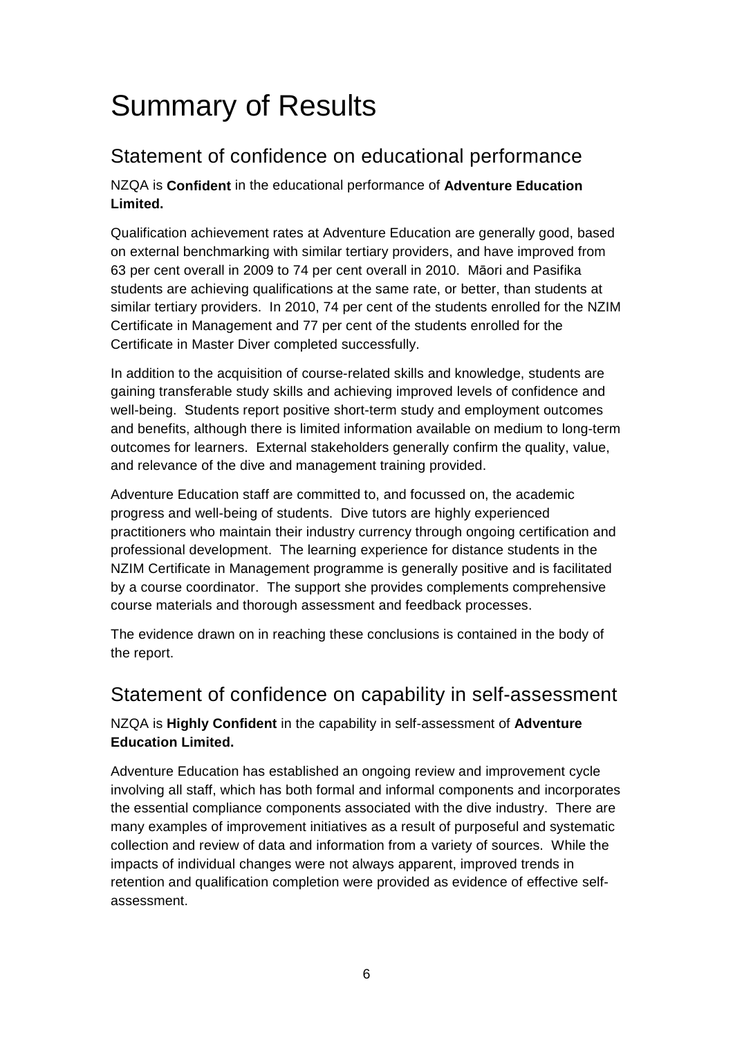# Summary of Results

## Statement of confidence on educational performance

NZQA is **Confident** in the educational performance of **Adventure Education Limited.**

Qualification achievement rates at Adventure Education are generally good, based on external benchmarking with similar tertiary providers, and have improved from 63 per cent overall in 2009 to 74 per cent overall in 2010. Māori and Pasifika students are achieving qualifications at the same rate, or better, than students at similar tertiary providers. In 2010, 74 per cent of the students enrolled for the NZIM Certificate in Management and 77 per cent of the students enrolled for the Certificate in Master Diver completed successfully.

In addition to the acquisition of course-related skills and knowledge, students are gaining transferable study skills and achieving improved levels of confidence and well-being. Students report positive short-term study and employment outcomes and benefits, although there is limited information available on medium to long-term outcomes for learners. External stakeholders generally confirm the quality, value, and relevance of the dive and management training provided.

Adventure Education staff are committed to, and focussed on, the academic progress and well-being of students. Dive tutors are highly experienced practitioners who maintain their industry currency through ongoing certification and professional development. The learning experience for distance students in the NZIM Certificate in Management programme is generally positive and is facilitated by a course coordinator. The support she provides complements comprehensive course materials and thorough assessment and feedback processes.

The evidence drawn on in reaching these conclusions is contained in the body of the report.

## Statement of confidence on capability in self-assessment

NZQA is **Highly Confident** in the capability in self-assessment of **Adventure Education Limited.**

Adventure Education has established an ongoing review and improvement cycle involving all staff, which has both formal and informal components and incorporates the essential compliance components associated with the dive industry. There are many examples of improvement initiatives as a result of purposeful and systematic collection and review of data and information from a variety of sources. While the impacts of individual changes were not always apparent, improved trends in retention and qualification completion were provided as evidence of effective self-assessment.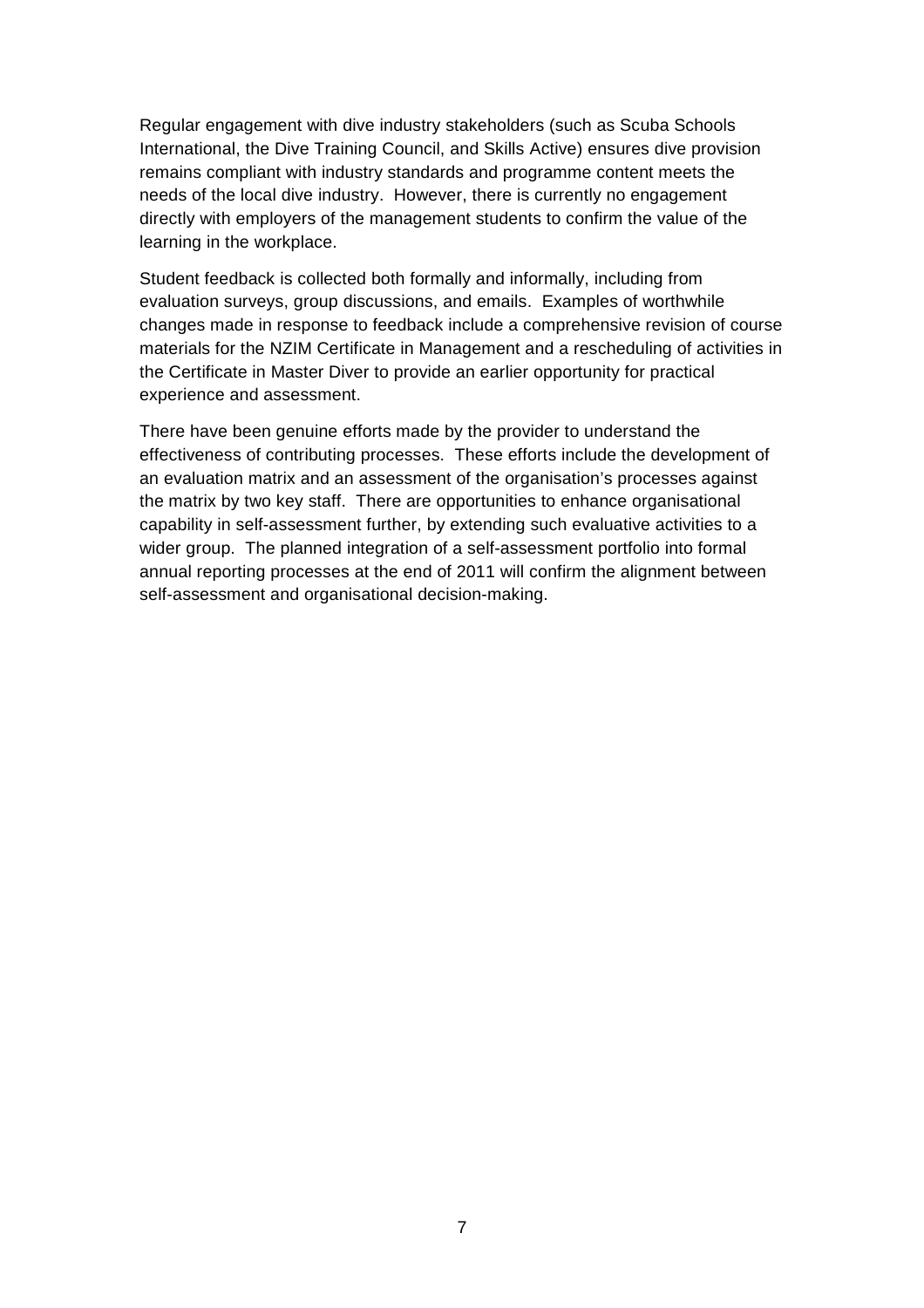Regular engagement with dive industry stakeholders (such as Scuba Schools International, the Dive Training Council, and Skills Active) ensures dive provision remains compliant with industry standards and programme content meets the needs of the local dive industry. However, there is currently no engagement directly with employers of the management students to confirm the value of the learning in the workplace.

Student feedback is collected both formally and informally, including from evaluation surveys, group discussions, and emails. Examples of worthwhile changes made in response to feedback include a comprehensive revision of course materials for the NZIM Certificate in Management and a rescheduling of activities in the Certificate in Master Diver to provide an earlier opportunity for practical experience and assessment.

There have been genuine efforts made by the provider to understand the effectiveness of contributing processes. These efforts include the development of an evaluation matrix and an assessment of the organisation's processes against the matrix by two key staff. There are opportunities to enhance organisational capability in self-assessment further, by extending such evaluative activities to a wider group. The planned integration of a self-assessment portfolio into formal annual reporting processes at the end of 2011 will confirm the alignment between self-assessment and organisational decision-making.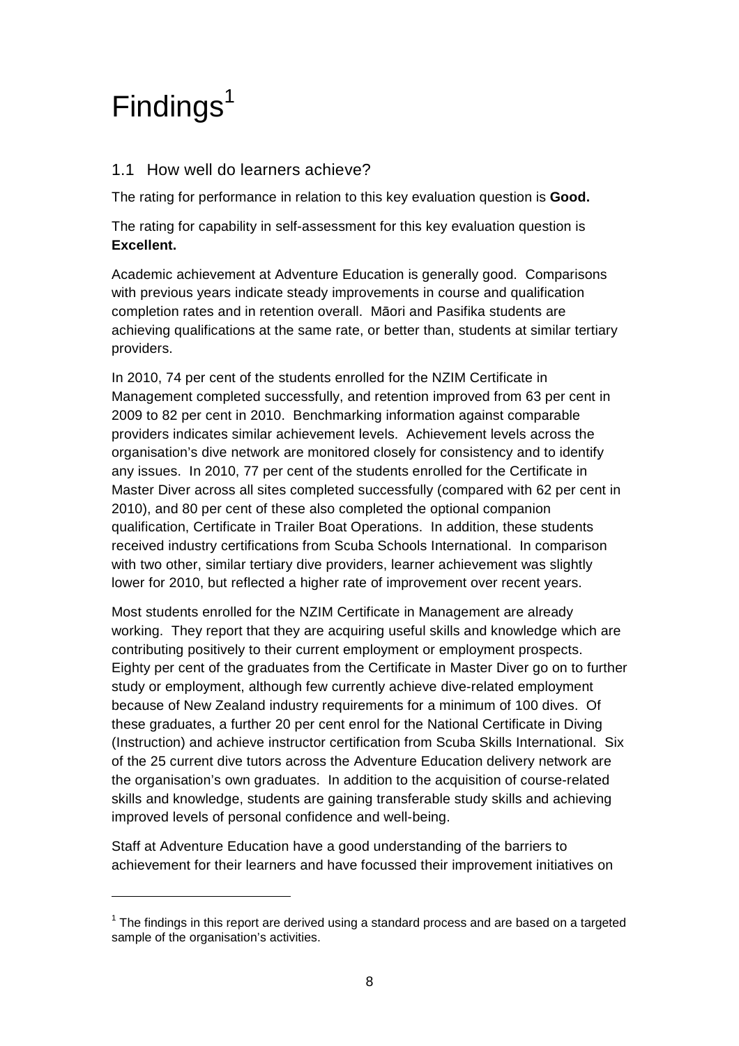# Findings[1]

## 1.1 How well do learners achieve?

The rating for performance in relation to this key evaluation question is **Good.**

The rating for capability in self-assessment for this key evaluation question is **Excellent.**

Academic achievement at Adventure Education is generally good. Comparisons with previous years indicate steady improvements in course and qualification completion rates and in retention overall. Māori and Pasifika students are achieving qualifications at the same rate, or better than, students at similar tertiary providers.

In 2010, 74 per cent of the students enrolled for the NZIM Certificate in Management completed successfully, and retention improved from 63 per cent in 2009 to 82 per cent in 2010. Benchmarking information against comparable providers indicates similar achievement levels. Achievement levels across the organisation's dive network are monitored closely for consistency and to identify any issues. In 2010, 77 per cent of the students enrolled for the Certificate in Master Diver across all sites completed successfully (compared with 62 per cent in 2010), and 80 per cent of these also completed the optional companion qualification, Certificate in Trailer Boat Operations. In addition, these students received industry certifications from Scuba Schools International. In comparison with two other, similar tertiary dive providers, learner achievement was slightly lower for 2010, but reflected a higher rate of improvement over recent years.

Most students enrolled for the NZIM Certificate in Management are already working. They report that they are acquiring useful skills and knowledge which are contributing positively to their current employment or employment prospects. Eighty per cent of the graduates from the Certificate in Master Diver go on to further study or employment, although few currently achieve dive-related employment because of New Zealand industry requirements for a minimum of 100 dives. Of these graduates, a further 20 per cent enrol for the National Certificate in Diving (Instruction) and achieve instructor certification from Scuba Skills International. Six of the 25 current dive tutors across the Adventure Education delivery network are the organisation's own graduates. In addition to the acquisition of course-related skills and knowledge, students are gaining transferable study skills and achieving improved levels of personal confidence and well-being.

Staff at Adventure Education have a good understanding of the barriers to achievement for their learners and have focussed their improvement initiatives on

---

[1] The findings in this report are derived using a standard process and are based on a targeted sample of the organisation's activities.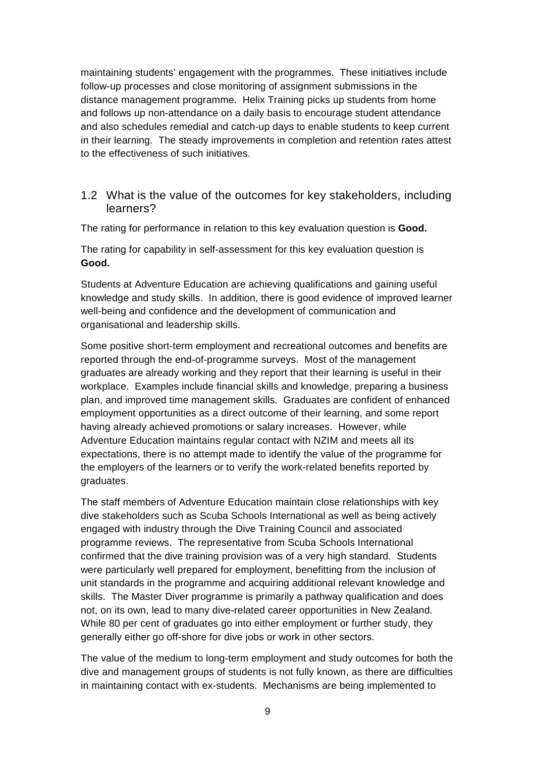maintaining students' engagement with the programmes. These initiatives include follow-up processes and close monitoring of assignment submissions in the distance management programme. Helix Training picks up students from home and follows up non-attendance on a daily basis to encourage student attendance and also schedules remedial and catch-up days to enable students to keep current in their learning. The steady improvements in completion and retention rates attest to the effectiveness of such initiatives.

## 1.2 What is the value of the outcomes for key stakeholders, including learners?

The rating for performance in relation to this key evaluation question is **Good.**

The rating for capability in self-assessment for this key evaluation question is **Good.**

Students at Adventure Education are achieving qualifications and gaining useful knowledge and study skills. In addition, there is good evidence of improved learner well-being and confidence and the development of communication and organisational and leadership skills.

Some positive short-term employment and recreational outcomes and benefits are reported through the end-of-programme surveys. Most of the management graduates are already working and they report that their learning is useful in their workplace. Examples include financial skills and knowledge, preparing a business plan, and improved time management skills. Graduates are confident of enhanced employment opportunities as a direct outcome of their learning, and some report having already achieved promotions or salary increases. However, while Adventure Education maintains regular contact with NZIM and meets all its expectations, there is no attempt made to identify the value of the programme for the employers of the learners or to verify the work-related benefits reported by graduates.

The staff members of Adventure Education maintain close relationships with key dive stakeholders such as Scuba Schools International as well as being actively engaged with industry through the Dive Training Council and associated programme reviews. The representative from Scuba Schools International confirmed that the dive training provision was of a very high standard. Students were particularly well prepared for employment, benefitting from the inclusion of unit standards in the programme and acquiring additional relevant knowledge and skills. The Master Diver programme is primarily a pathway qualification and does not, on its own, lead to many dive-related career opportunities in New Zealand. While 80 per cent of graduates go into either employment or further study, they generally either go off-shore for dive jobs or work in other sectors.

The value of the medium to long-term employment and study outcomes for both the dive and management groups of students is not fully known, as there are difficulties in maintaining contact with ex-students. Mechanisms are being implemented to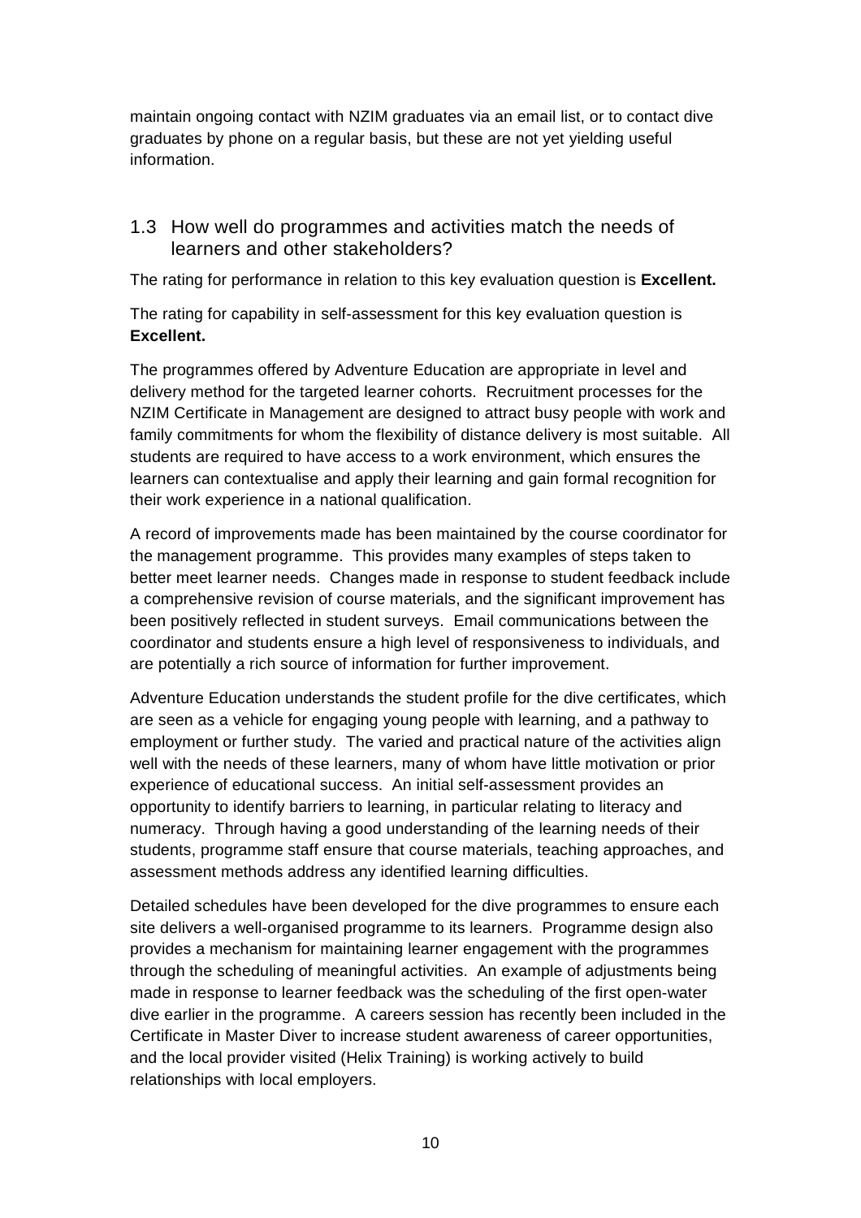maintain ongoing contact with NZIM graduates via an email list, or to contact dive graduates by phone on a regular basis, but these are not yet yielding useful information.

## 1.3 How well do programmes and activities match the needs of learners and other stakeholders?

The rating for performance in relation to this key evaluation question is **Excellent.**

The rating for capability in self-assessment for this key evaluation question is **Excellent.**

The programmes offered by Adventure Education are appropriate in level and delivery method for the targeted learner cohorts. Recruitment processes for the NZIM Certificate in Management are designed to attract busy people with work and family commitments for whom the flexibility of distance delivery is most suitable. All students are required to have access to a work environment, which ensures the learners can contextualise and apply their learning and gain formal recognition for their work experience in a national qualification.

A record of improvements made has been maintained by the course coordinator for the management programme. This provides many examples of steps taken to better meet learner needs. Changes made in response to student feedback include a comprehensive revision of course materials, and the significant improvement has been positively reflected in student surveys. Email communications between the coordinator and students ensure a high level of responsiveness to individuals, and are potentially a rich source of information for further improvement.

Adventure Education understands the student profile for the dive certificates, which are seen as a vehicle for engaging young people with learning, and a pathway to employment or further study. The varied and practical nature of the activities align well with the needs of these learners, many of whom have little motivation or prior experience of educational success. An initial self-assessment provides an opportunity to identify barriers to learning, in particular relating to literacy and numeracy. Through having a good understanding of the learning needs of their students, programme staff ensure that course materials, teaching approaches, and assessment methods address any identified learning difficulties.

Detailed schedules have been developed for the dive programmes to ensure each site delivers a well-organised programme to its learners. Programme design also provides a mechanism for maintaining learner engagement with the programmes through the scheduling of meaningful activities. An example of adjustments being made in response to learner feedback was the scheduling of the first open-water dive earlier in the programme. A careers session has recently been included in the Certificate in Master Diver to increase student awareness of career opportunities, and the local provider visited (Helix Training) is working actively to build relationships with local employers.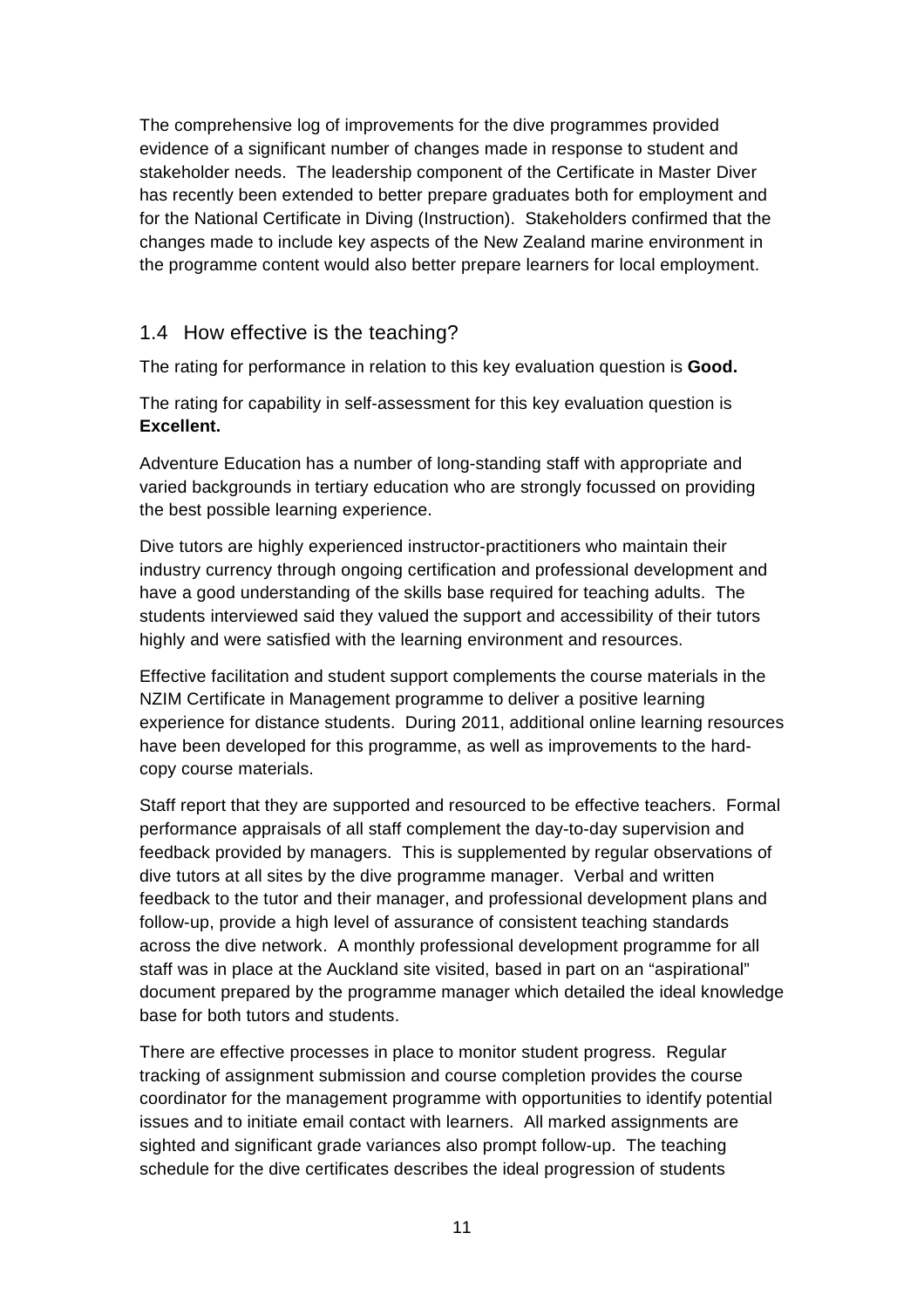The comprehensive log of improvements for the dive programmes provided evidence of a significant number of changes made in response to student and stakeholder needs. The leadership component of the Certificate in Master Diver has recently been extended to better prepare graduates both for employment and for the National Certificate in Diving (Instruction). Stakeholders confirmed that the changes made to include key aspects of the New Zealand marine environment in the programme content would also better prepare learners for local employment.

## 1.4 How effective is the teaching?

The rating for performance in relation to this key evaluation question is **Good.**

The rating for capability in self-assessment for this key evaluation question is **Excellent.**

Adventure Education has a number of long-standing staff with appropriate and varied backgrounds in tertiary education who are strongly focussed on providing the best possible learning experience.

Dive tutors are highly experienced instructor-practitioners who maintain their industry currency through ongoing certification and professional development and have a good understanding of the skills base required for teaching adults. The students interviewed said they valued the support and accessibility of their tutors highly and were satisfied with the learning environment and resources.

Effective facilitation and student support complements the course materials in the NZIM Certificate in Management programme to deliver a positive learning experience for distance students. During 2011, additional online learning resources have been developed for this programme, as well as improvements to the hard-copy course materials.

Staff report that they are supported and resourced to be effective teachers. Formal performance appraisals of all staff complement the day-to-day supervision and feedback provided by managers. This is supplemented by regular observations of dive tutors at all sites by the dive programme manager. Verbal and written feedback to the tutor and their manager, and professional development plans and follow-up, provide a high level of assurance of consistent teaching standards across the dive network. A monthly professional development programme for all staff was in place at the Auckland site visited, based in part on an "aspirational" document prepared by the programme manager which detailed the ideal knowledge base for both tutors and students.

There are effective processes in place to monitor student progress. Regular tracking of assignment submission and course completion provides the course coordinator for the management programme with opportunities to identify potential issues and to initiate email contact with learners. All marked assignments are sighted and significant grade variances also prompt follow-up. The teaching schedule for the dive certificates describes the ideal progression of students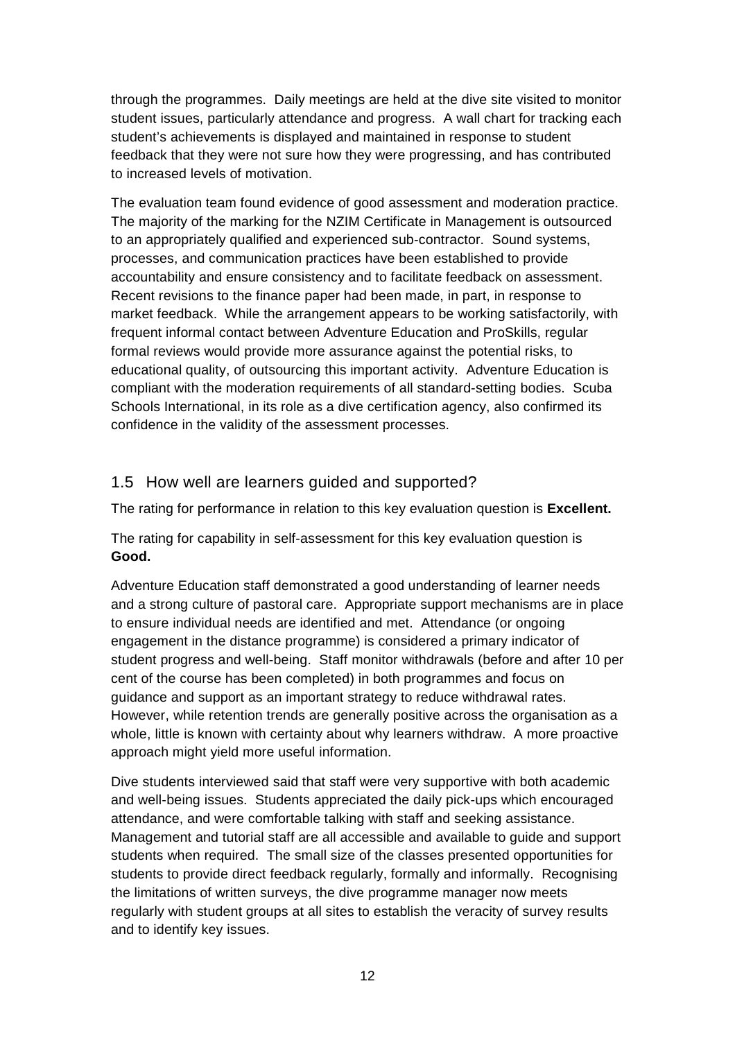through the programmes. Daily meetings are held at the dive site visited to monitor student issues, particularly attendance and progress. A wall chart for tracking each student's achievements is displayed and maintained in response to student feedback that they were not sure how they were progressing, and has contributed to increased levels of motivation.

The evaluation team found evidence of good assessment and moderation practice. The majority of the marking for the NZIM Certificate in Management is outsourced to an appropriately qualified and experienced sub-contractor. Sound systems, processes, and communication practices have been established to provide accountability and ensure consistency and to facilitate feedback on assessment. Recent revisions to the finance paper had been made, in part, in response to market feedback. While the arrangement appears to be working satisfactorily, with frequent informal contact between Adventure Education and ProSkills, regular formal reviews would provide more assurance against the potential risks, to educational quality, of outsourcing this important activity. Adventure Education is compliant with the moderation requirements of all standard-setting bodies. Scuba Schools International, in its role as a dive certification agency, also confirmed its confidence in the validity of the assessment processes.

## 1.5 How well are learners guided and supported?

The rating for performance in relation to this key evaluation question is **Excellent.**

The rating for capability in self-assessment for this key evaluation question is **Good.**

Adventure Education staff demonstrated a good understanding of learner needs and a strong culture of pastoral care. Appropriate support mechanisms are in place to ensure individual needs are identified and met. Attendance (or ongoing engagement in the distance programme) is considered a primary indicator of student progress and well-being. Staff monitor withdrawals (before and after 10 per cent of the course has been completed) in both programmes and focus on guidance and support as an important strategy to reduce withdrawal rates. However, while retention trends are generally positive across the organisation as a whole, little is known with certainty about why learners withdraw. A more proactive approach might yield more useful information.

Dive students interviewed said that staff were very supportive with both academic and well-being issues. Students appreciated the daily pick-ups which encouraged attendance, and were comfortable talking with staff and seeking assistance. Management and tutorial staff are all accessible and available to guide and support students when required. The small size of the classes presented opportunities for students to provide direct feedback regularly, formally and informally. Recognising the limitations of written surveys, the dive programme manager now meets regularly with student groups at all sites to establish the veracity of survey results and to identify key issues.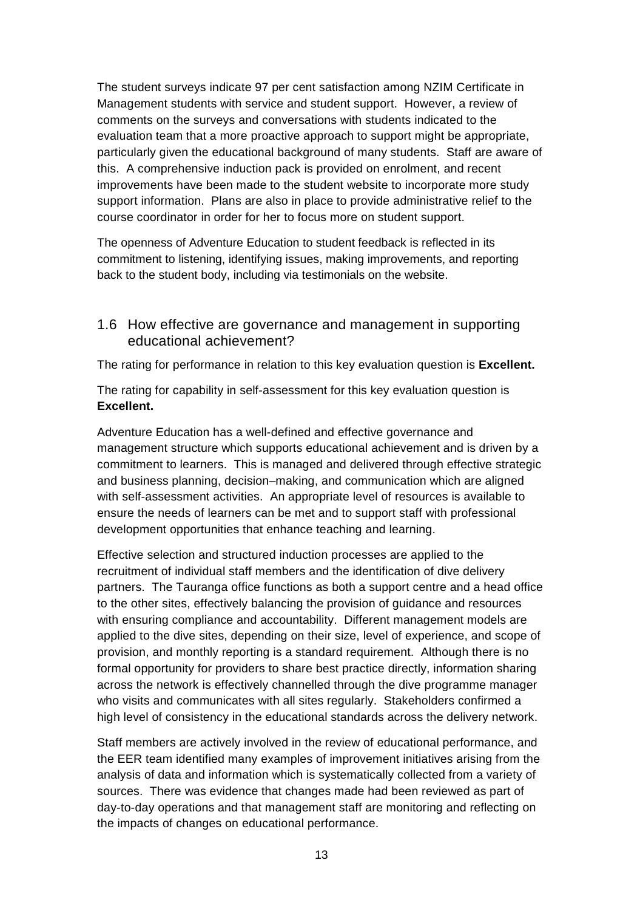The student surveys indicate 97 per cent satisfaction among NZIM Certificate in Management students with service and student support. However, a review of comments on the surveys and conversations with students indicated to the evaluation team that a more proactive approach to support might be appropriate, particularly given the educational background of many students. Staff are aware of this. A comprehensive induction pack is provided on enrolment, and recent improvements have been made to the student website to incorporate more study support information. Plans are also in place to provide administrative relief to the course coordinator in order for her to focus more on student support.

The openness of Adventure Education to student feedback is reflected in its commitment to listening, identifying issues, making improvements, and reporting back to the student body, including via testimonials on the website.

## 1.6 How effective are governance and management in supporting educational achievement?

The rating for performance in relation to this key evaluation question is **Excellent.**

The rating for capability in self-assessment for this key evaluation question is **Excellent.**

Adventure Education has a well-defined and effective governance and management structure which supports educational achievement and is driven by a commitment to learners. This is managed and delivered through effective strategic and business planning, decision–making, and communication which are aligned with self-assessment activities. An appropriate level of resources is available to ensure the needs of learners can be met and to support staff with professional development opportunities that enhance teaching and learning.

Effective selection and structured induction processes are applied to the recruitment of individual staff members and the identification of dive delivery partners. The Tauranga office functions as both a support centre and a head office to the other sites, effectively balancing the provision of guidance and resources with ensuring compliance and accountability. Different management models are applied to the dive sites, depending on their size, level of experience, and scope of provision, and monthly reporting is a standard requirement. Although there is no formal opportunity for providers to share best practice directly, information sharing across the network is effectively channelled through the dive programme manager who visits and communicates with all sites regularly. Stakeholders confirmed a high level of consistency in the educational standards across the delivery network.

Staff members are actively involved in the review of educational performance, and the EER team identified many examples of improvement initiatives arising from the analysis of data and information which is systematically collected from a variety of sources. There was evidence that changes made had been reviewed as part of day-to-day operations and that management staff are monitoring and reflecting on the impacts of changes on educational performance.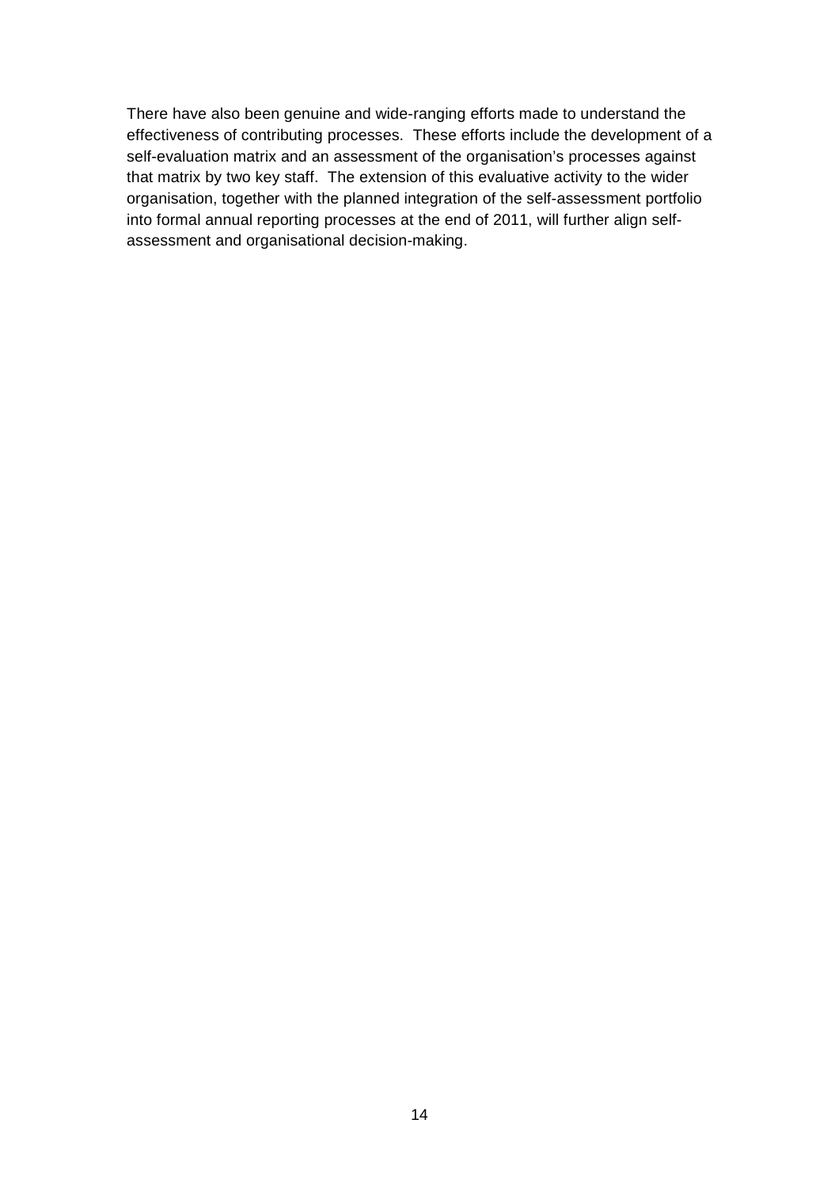There have also been genuine and wide-ranging efforts made to understand the effectiveness of contributing processes. These efforts include the development of a self-evaluation matrix and an assessment of the organisation's processes against that matrix by two key staff. The extension of this evaluative activity to the wider organisation, together with the planned integration of the self-assessment portfolio into formal annual reporting processes at the end of 2011, will further align self-assessment and organisational decision-making.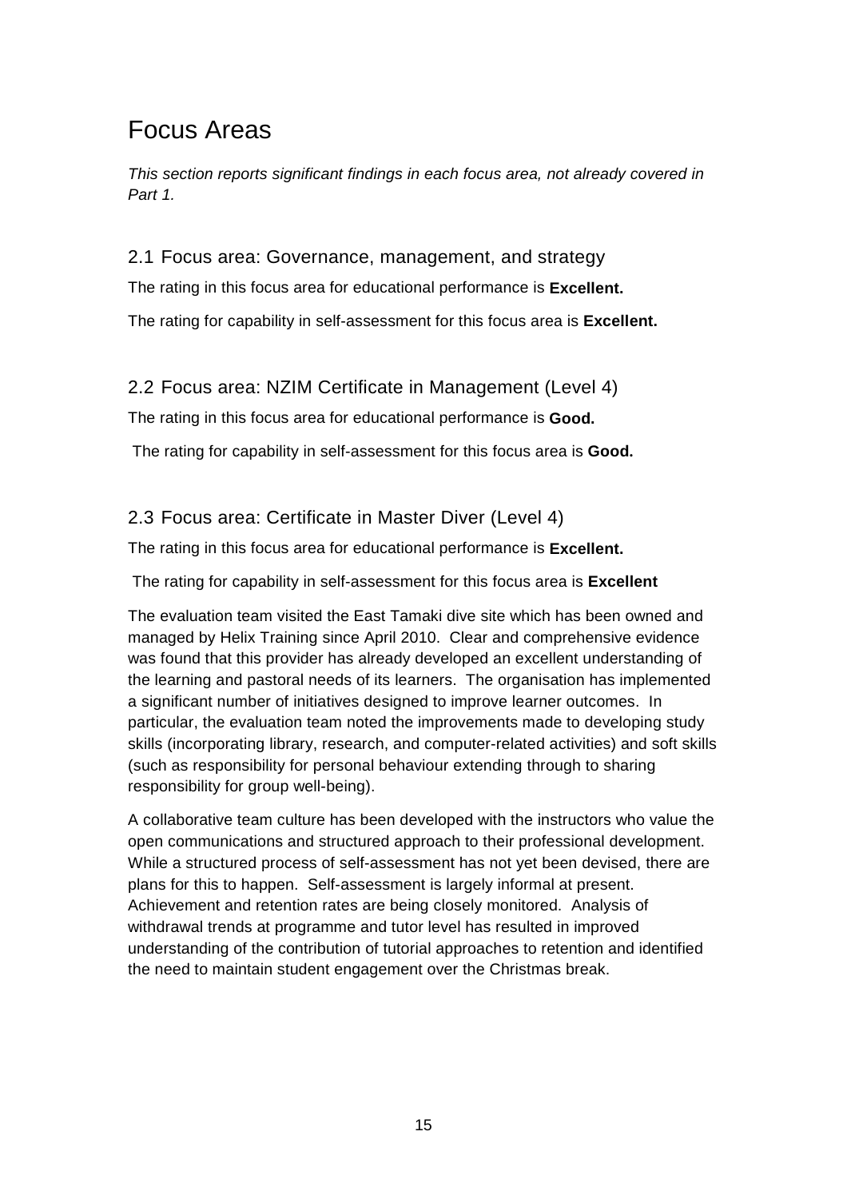# Focus Areas

*This section reports significant findings in each focus area, not already covered in Part 1.*

## 2.1 Focus area: Governance, management, and strategy

The rating in this focus area for educational performance is **Excellent.**

The rating for capability in self-assessment for this focus area is **Excellent.**

## 2.2 Focus area: NZIM Certificate in Management (Level 4)

The rating in this focus area for educational performance is **Good.**

The rating for capability in self-assessment for this focus area is **Good.**

## 2.3 Focus area: Certificate in Master Diver (Level 4)

The rating in this focus area for educational performance is **Excellent.**

The rating for capability in self-assessment for this focus area is **Excellent**

The evaluation team visited the East Tamaki dive site which has been owned and managed by Helix Training since April 2010. Clear and comprehensive evidence was found that this provider has already developed an excellent understanding of the learning and pastoral needs of its learners. The organisation has implemented a significant number of initiatives designed to improve learner outcomes. In particular, the evaluation team noted the improvements made to developing study skills (incorporating library, research, and computer-related activities) and soft skills (such as responsibility for personal behaviour extending through to sharing responsibility for group well-being).

A collaborative team culture has been developed with the instructors who value the open communications and structured approach to their professional development. While a structured process of self-assessment has not yet been devised, there are plans for this to happen. Self-assessment is largely informal at present. Achievement and retention rates are being closely monitored. Analysis of withdrawal trends at programme and tutor level has resulted in improved understanding of the contribution of tutorial approaches to retention and identified the need to maintain student engagement over the Christmas break.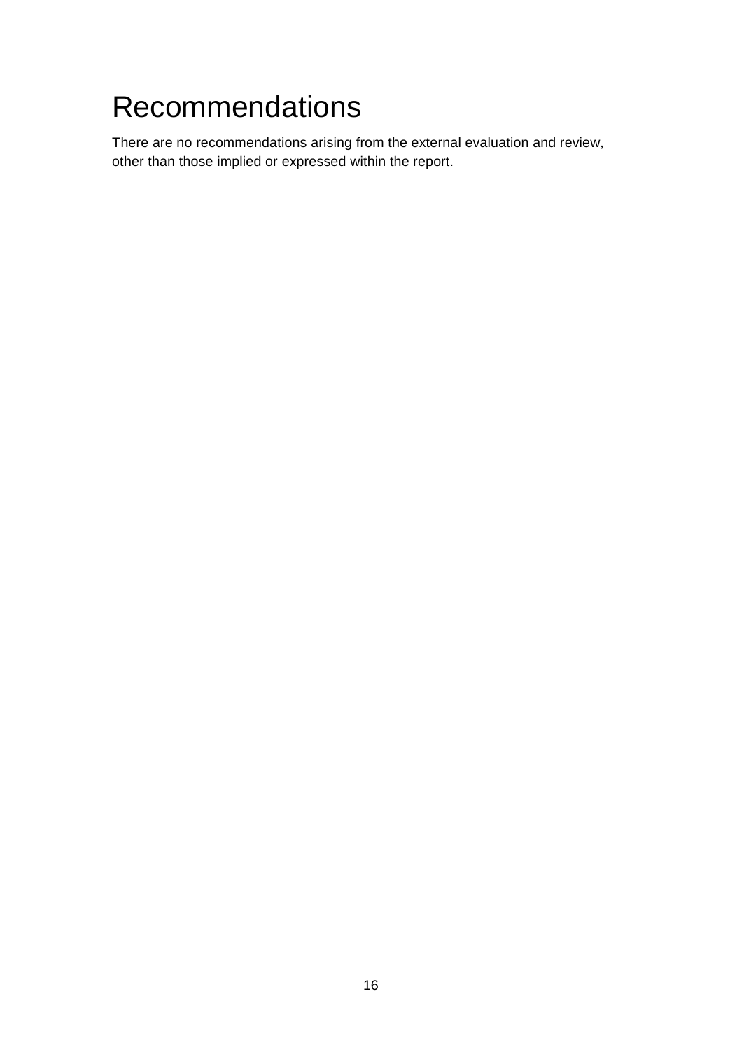# Recommendations

There are no recommendations arising from the external evaluation and review, other than those implied or expressed within the report.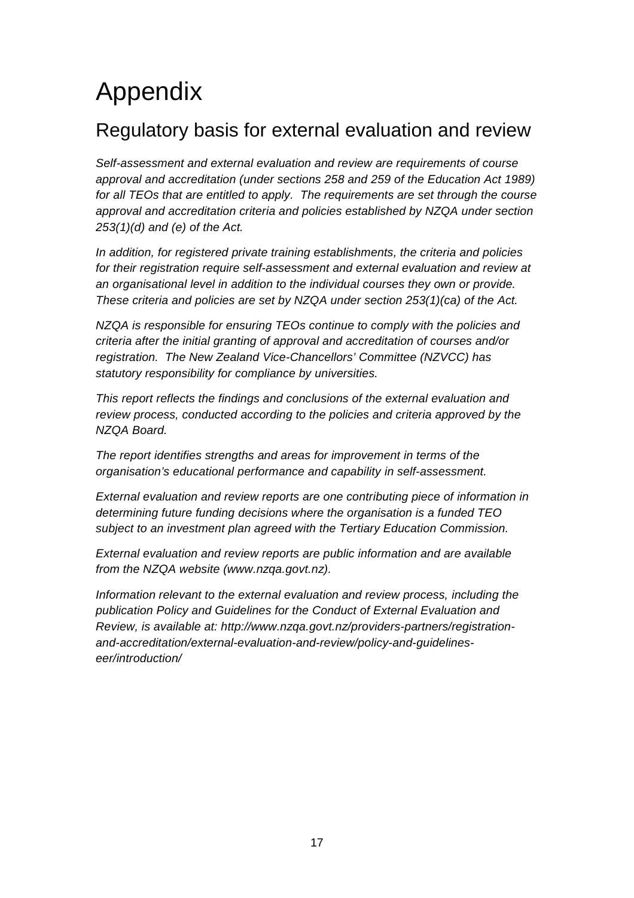# Appendix

## Regulatory basis for external evaluation and review

*Self-assessment and external evaluation and review are requirements of course approval and accreditation (under sections 258 and 259 of the Education Act 1989) for all TEOs that are entitled to apply. The requirements are set through the course approval and accreditation criteria and policies established by NZQA under section 253(1)(d) and (e) of the Act.*

*In addition, for registered private training establishments, the criteria and policies for their registration require self-assessment and external evaluation and review at an organisational level in addition to the individual courses they own or provide. These criteria and policies are set by NZQA under section 253(1)(ca) of the Act.*

*NZQA is responsible for ensuring TEOs continue to comply with the policies and criteria after the initial granting of approval and accreditation of courses and/or registration. The New Zealand Vice-Chancellors' Committee (NZVCC) has statutory responsibility for compliance by universities.*

*This report reflects the findings and conclusions of the external evaluation and review process, conducted according to the policies and criteria approved by the NZQA Board.*

*The report identifies strengths and areas for improvement in terms of the organisation's educational performance and capability in self-assessment.*

*External evaluation and review reports are one contributing piece of information in determining future funding decisions where the organisation is a funded TEO subject to an investment plan agreed with the Tertiary Education Commission.*

*External evaluation and review reports are public information and are available from the NZQA website (www.nzqa.govt.nz).*

*Information relevant to the external evaluation and review process, including the publication Policy and Guidelines for the Conduct of External Evaluation and Review, is available at: http://www.nzqa.govt.nz/providers-partners/registration-and-accreditation/external-evaluation-and-review/policy-and-guidelines-eer/introduction/*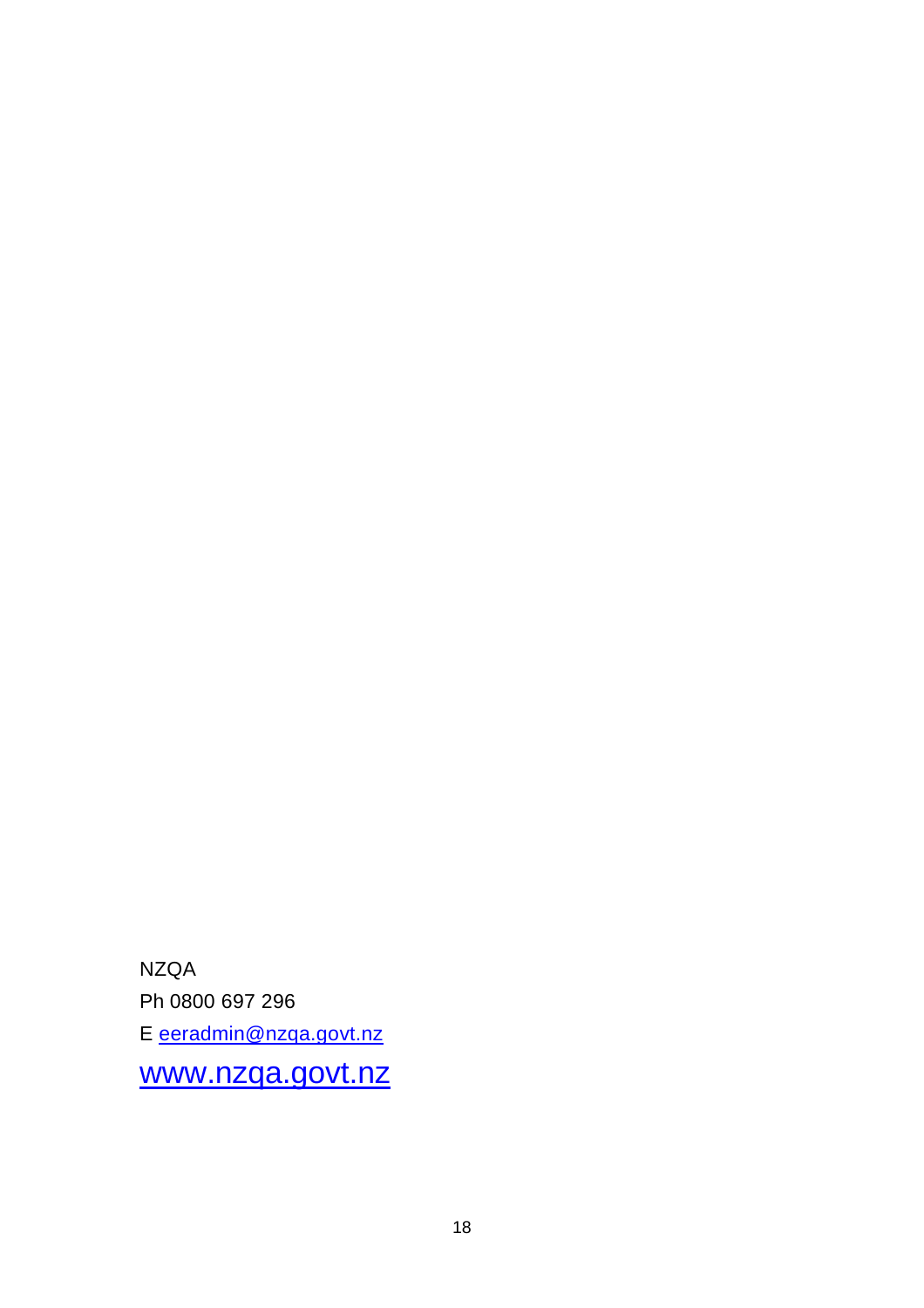NZQA

Ph 0800 697 296

E [eeradmin@nzqa.govt.nz](mailto:eeradmin@nzqa.govt.nz)

[www.nzqa.govt.nz](http://www.nzqa.govt.nz)